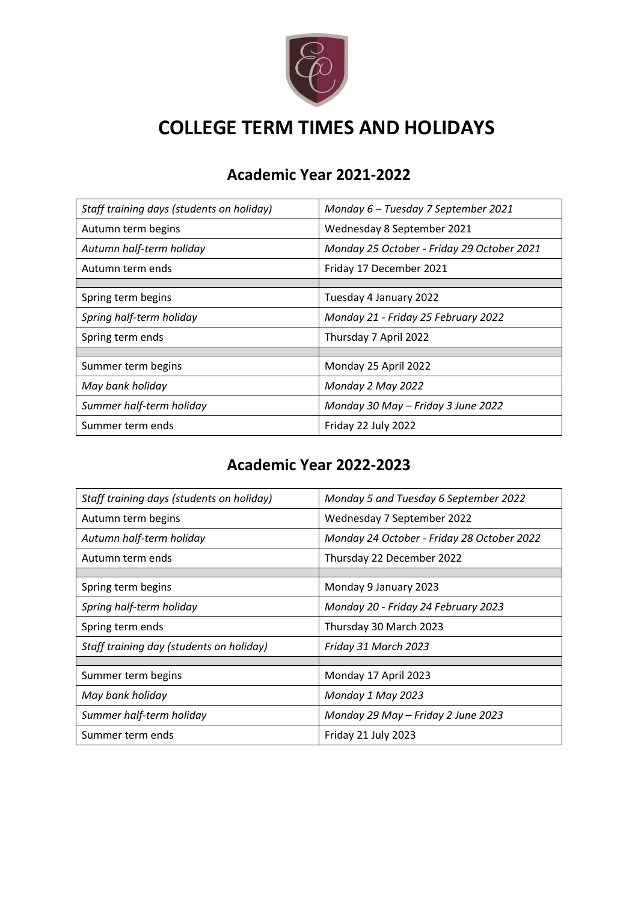# COLLEGE TERM TIMES AND HOLIDAYS

## Academic Year 2021-2022

| | |
|---|---|
| *Staff training days (students on holiday)* | *Monday 6 – Tuesday 7 September 2021* |
| Autumn term begins | Wednesday 8 September 2021 |
| *Autumn half-term holiday* | *Monday 25 October - Friday 29 October 2021* |
| Autumn term ends | Friday 17 December 2021 |
| | |
| Spring term begins | Tuesday 4 January 2022 |
| *Spring half-term holiday* | *Monday 21 - Friday 25 February 2022* |
| Spring term ends | Thursday 7 April 2022 |
| | |
| Summer term begins | Monday 25 April 2022 |
| *May bank holiday* | *Monday 2 May 2022* |
| *Summer half-term holiday* | *Monday 30 May – Friday 3 June 2022* |
| Summer term ends | Friday 22 July 2022 |

## Academic Year 2022-2023

| | |
|---|---|
| *Staff training days (students on holiday)* | *Monday 5 and Tuesday 6 September 2022* |
| Autumn term begins | Wednesday 7 September 2022 |
| *Autumn half-term holiday* | *Monday 24 October - Friday 28 October 2022* |
| Autumn term ends | Thursday 22 December 2022 |
| | |
| Spring term begins | Monday 9 January 2023 |
| *Spring half-term holiday* | *Monday 20 - Friday 24 February 2023* |
| Spring term ends | Thursday 30 March 2023 |
| *Staff training day (students on holiday)* | *Friday 31 March 2023* |
| | |
| Summer term begins | Monday 17 April 2023 |
| *May bank holiday* | *Monday 1 May 2023* |
| *Summer half-term holiday* | *Monday 29 May – Friday 2 June 2023* |
| Summer term ends | Friday 21 July 2023 |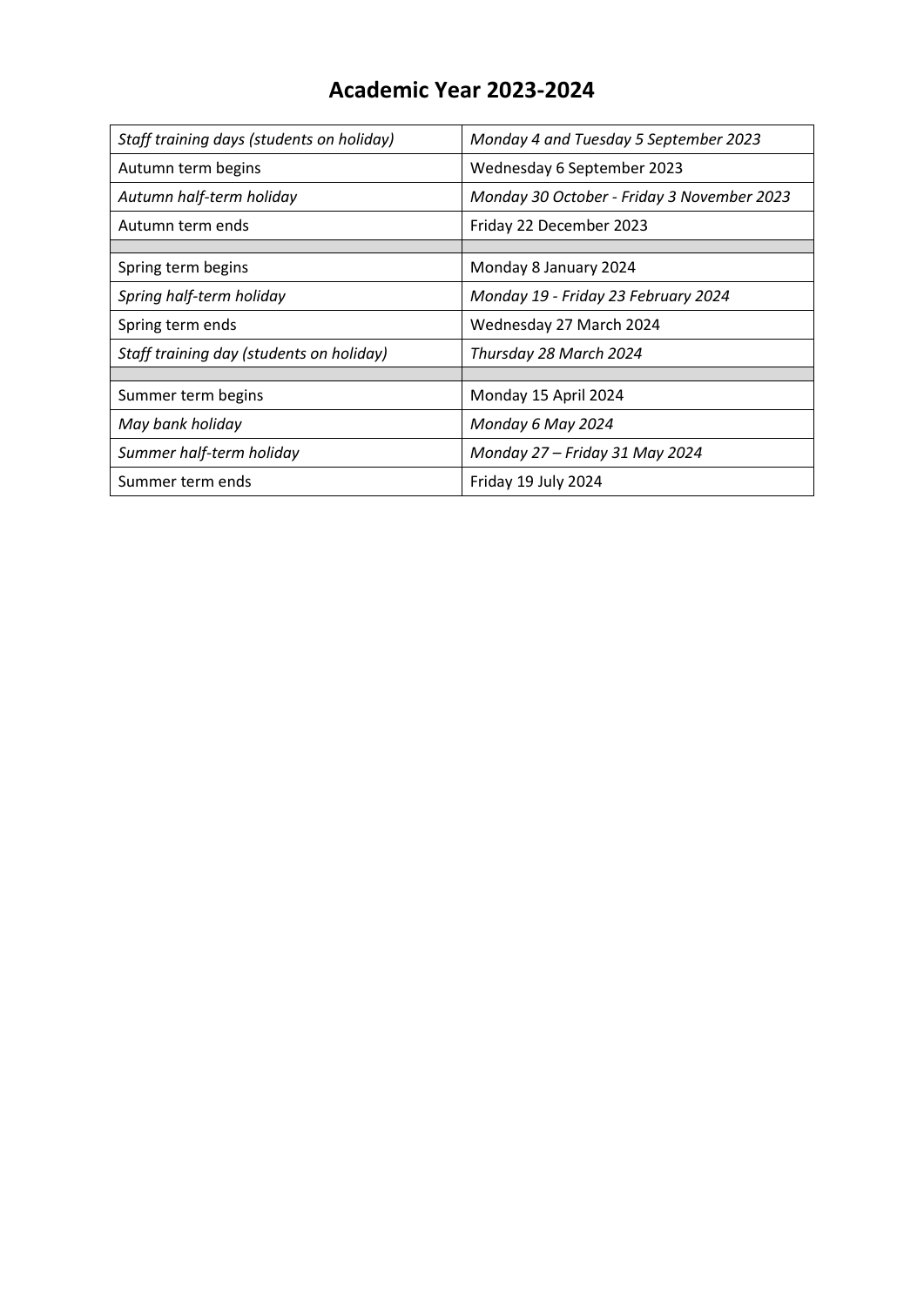# Academic Year 2023-2024

| | |
|---|---|
| *Staff training days (students on holiday)* | *Monday 4 and Tuesday 5 September 2023* |
| Autumn term begins | Wednesday 6 September 2023 |
| *Autumn half-term holiday* | *Monday 30 October - Friday 3 November 2023* |
| Autumn term ends | Friday 22 December 2023 |
| | |
| Spring term begins | Monday 8 January 2024 |
| *Spring half-term holiday* | *Monday 19 - Friday 23 February 2024* |
| Spring term ends | Wednesday 27 March 2024 |
| *Staff training day (students on holiday)* | *Thursday 28 March 2024* |
| | |
| Summer term begins | Monday 15 April 2024 |
| *May bank holiday* | *Monday 6 May 2024* |
| *Summer half-term holiday* | *Monday 27 – Friday 31 May 2024* |
| Summer term ends | Friday 19 July 2024 |